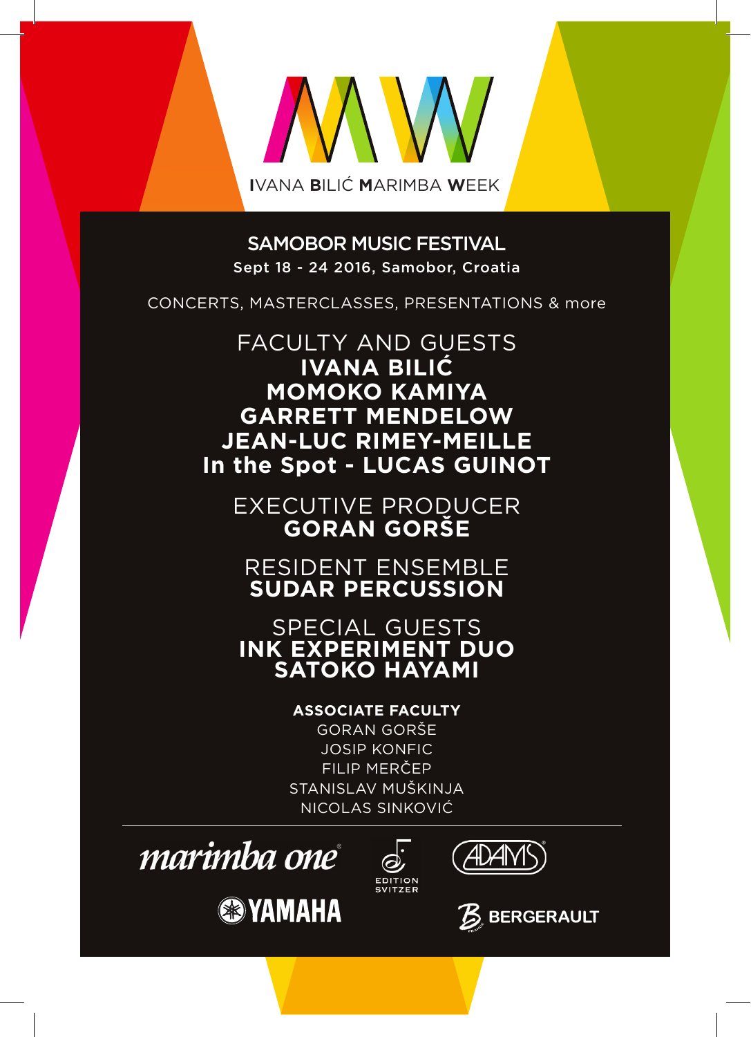# IVANA BILIĆ MARIMBA WEEK

## SAMOBOR MUSIC FESTIVAL

Sept 18 - 24 2016, Samobor, Croatia

CONCERTS, MASTERCLASSES, PRESENTATIONS & more

FACULTY AND GUESTS

**IVANA BILIĆ**
**MOMOKO KAMIYA**
**GARRETT MENDELOW**
**JEAN-LUC RIMEY-MEILLE**
**In the Spot - LUCAS GUINOT**

EXECUTIVE PRODUCER

**GORAN GORŠE**

RESIDENT ENSEMBLE

**SUDAR PERCUSSION**

SPECIAL GUESTS

**INK EXPERIMENT DUO**
**SATOKO HAYAMI**

**ASSOCIATE FACULTY**

GORAN GORŠE
JOSIP KONFIC
FILIP MERČEP
STANISLAV MUŠKINJA
NICOLAS SINKOVIĆ

marimba one · EDITION SVITZER · ADAMS · YAMAHA · BERGERAULT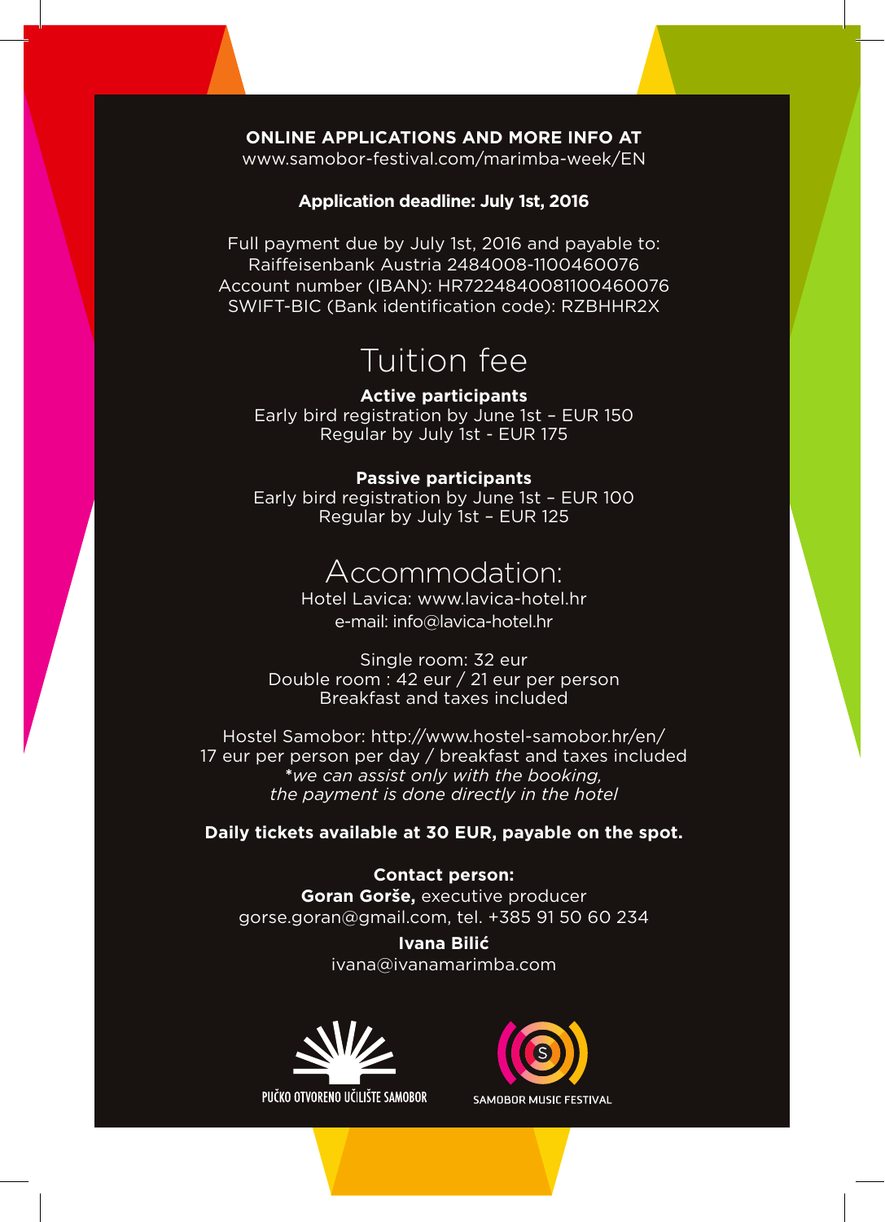**ONLINE APPLICATIONS AND MORE INFO AT**
www.samobor-festival.com/marimba-week/EN

**Application deadline: July 1st, 2016**

Full payment due by July 1st, 2016 and payable to:
Raiffeisenbank Austria 2484008-1100460076
Account number (IBAN): HR7224840081100460076
SWIFT-BIC (Bank identification code): RZBHHR2X

# Tuition fee

**Active participants**
Early bird registration by June 1st – EUR 150
Regular by July 1st - EUR 175

**Passive participants**
Early bird registration by June 1st – EUR 100
Regular by July 1st – EUR 125

# Accommodation:

Hotel Lavica: www.lavica-hotel.hr
e-mail: info@lavica-hotel.hr

Single room: 32 eur
Double room : 42 eur / 21 eur per person
Breakfast and taxes included

Hostel Samobor: http://www.hostel-samobor.hr/en/
17 eur per person per day / breakfast and taxes included
*\*we can assist only with the booking,*
*the payment is done directly in the hotel*

**Daily tickets available at 30 EUR, payable on the spot.**

**Contact person:**
**Goran Gorše,** executive producer
gorse.goran@gmail.com, tel. +385 91 50 60 234

**Ivana Bilić**
ivana@ivanamarimba.com

PUČKO OTVORENO UČILIŠTE SAMOBOR

SAMOBOR MUSIC FESTIVAL